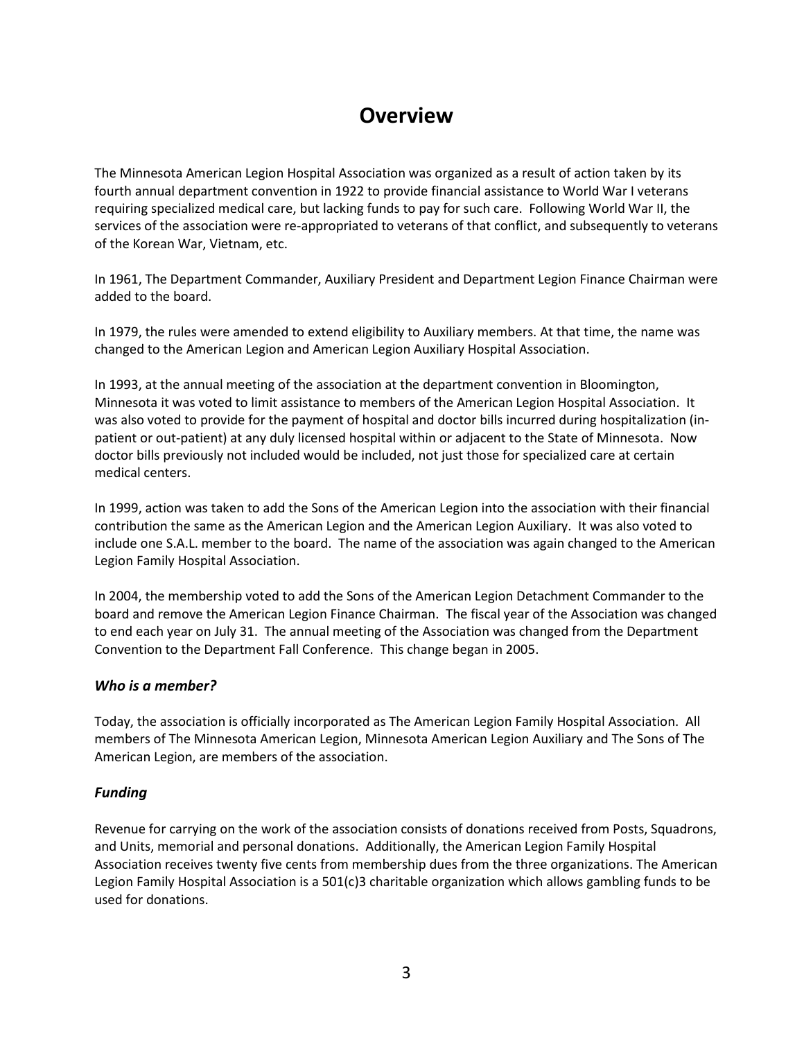# Overview

The Minnesota American Legion Hospital Association was organized as a result of action taken by its fourth annual department convention in 1922 to provide financial assistance to World War I veterans requiring specialized medical care, but lacking funds to pay for such care. Following World War II, the services of the association were re-appropriated to veterans of that conflict, and subsequently to veterans of the Korean War, Vietnam, etc.

In 1961, The Department Commander, Auxiliary President and Department Legion Finance Chairman were added to the board.

In 1979, the rules were amended to extend eligibility to Auxiliary members. At that time, the name was changed to the American Legion and American Legion Auxiliary Hospital Association.

In 1993, at the annual meeting of the association at the department convention in Bloomington, Minnesota it was voted to limit assistance to members of the American Legion Hospital Association. It was also voted to provide for the payment of hospital and doctor bills incurred during hospitalization (in-patient or out-patient) at any duly licensed hospital within or adjacent to the State of Minnesota. Now doctor bills previously not included would be included, not just those for specialized care at certain medical centers.

In 1999, action was taken to add the Sons of the American Legion into the association with their financial contribution the same as the American Legion and the American Legion Auxiliary. It was also voted to include one S.A.L. member to the board. The name of the association was again changed to the American Legion Family Hospital Association.

In 2004, the membership voted to add the Sons of the American Legion Detachment Commander to the board and remove the American Legion Finance Chairman. The fiscal year of the Association was changed to end each year on July 31. The annual meeting of the Association was changed from the Department Convention to the Department Fall Conference. This change began in 2005.

### *Who is a member?*

Today, the association is officially incorporated as The American Legion Family Hospital Association. All members of The Minnesota American Legion, Minnesota American Legion Auxiliary and The Sons of The American Legion, are members of the association.

### *Funding*

Revenue for carrying on the work of the association consists of donations received from Posts, Squadrons, and Units, memorial and personal donations. Additionally, the American Legion Family Hospital Association receives twenty five cents from membership dues from the three organizations. The American Legion Family Hospital Association is a 501(c)3 charitable organization which allows gambling funds to be used for donations.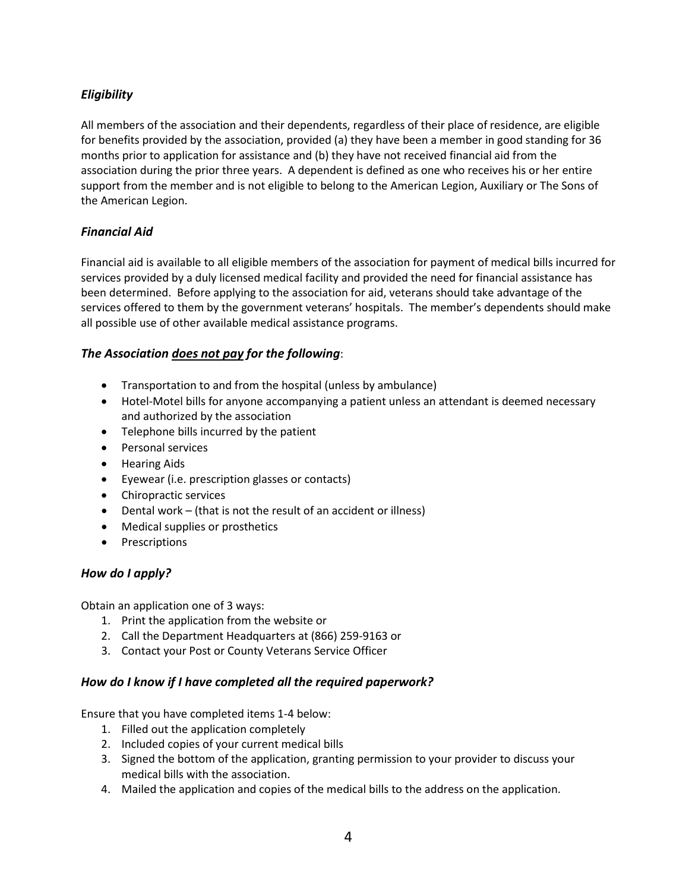### *Eligibility*

All members of the association and their dependents, regardless of their place of residence, are eligible for benefits provided by the association, provided (a) they have been a member in good standing for 36 months prior to application for assistance and (b) they have not received financial aid from the association during the prior three years. A dependent is defined as one who receives his or her entire support from the member and is not eligible to belong to the American Legion, Auxiliary or The Sons of the American Legion.

### *Financial Aid*

Financial aid is available to all eligible members of the association for payment of medical bills incurred for services provided by a duly licensed medical facility and provided the need for financial assistance has been determined. Before applying to the association for aid, veterans should take advantage of the services offered to them by the government veterans' hospitals. The member's dependents should make all possible use of other available medical assistance programs.

### *The Association <u>does not pay</u> for the following*:

- Transportation to and from the hospital (unless by ambulance)
- Hotel-Motel bills for anyone accompanying a patient unless an attendant is deemed necessary and authorized by the association
- Telephone bills incurred by the patient
- Personal services
- Hearing Aids
- Eyewear (i.e. prescription glasses or contacts)
- Chiropractic services
- Dental work – (that is not the result of an accident or illness)
- Medical supplies or prosthetics
- Prescriptions

### *How do I apply?*

Obtain an application one of 3 ways:

1. Print the application from the website or
2. Call the Department Headquarters at (866) 259-9163 or
3. Contact your Post or County Veterans Service Officer

### *How do I know if I have completed all the required paperwork?*

Ensure that you have completed items 1-4 below:

1. Filled out the application completely
2. Included copies of your current medical bills
3. Signed the bottom of the application, granting permission to your provider to discuss your medical bills with the association.
4. Mailed the application and copies of the medical bills to the address on the application.